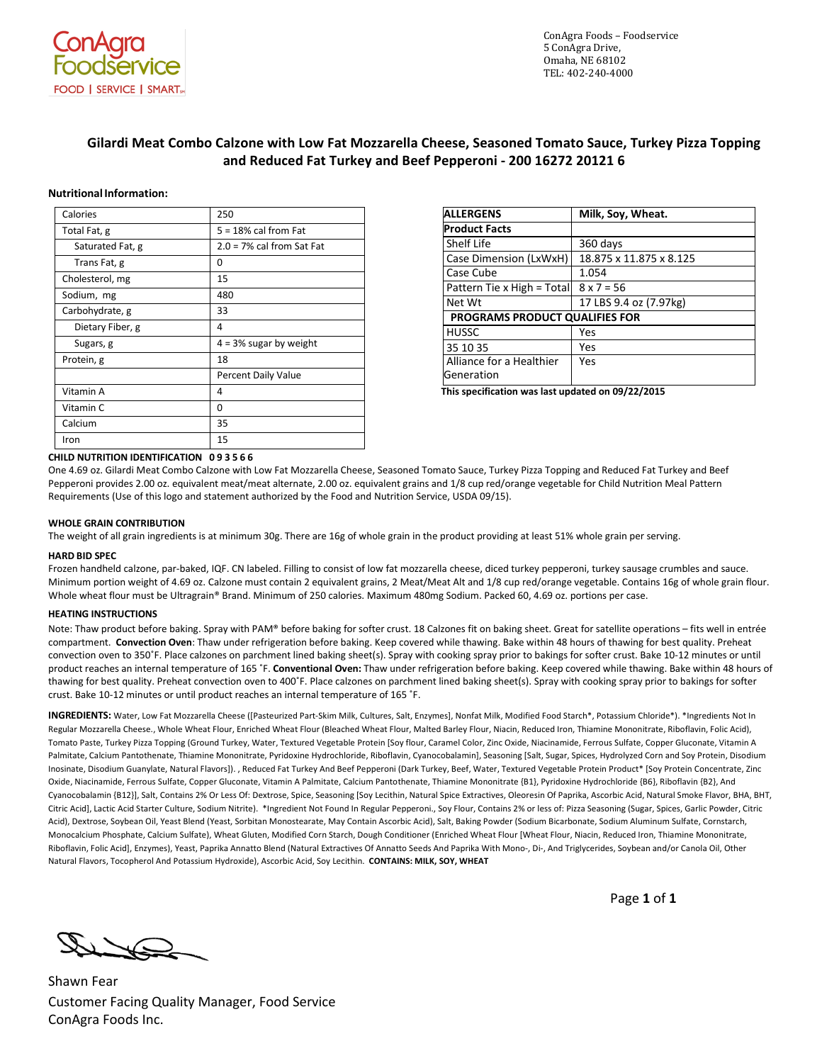ConAgra Foodservice
FOOD | SERVICE | SMART

ConAgra Foods – Foodservice
5 ConAgra Drive,
Omaha, NE 68102
TEL: 402-240-4000

# Gilardi Meat Combo Calzone with Low Fat Mozzarella Cheese, Seasoned Tomato Sauce, Turkey Pizza Topping and Reduced Fat Turkey and Beef Pepperoni - 200 16272 20121 6

**Nutritional Information:**

| Calories | 250 |
|---|---|
| Total Fat, g | 5 = 18% cal from Fat |
| Saturated Fat, g | 2.0 = 7% cal from Sat Fat |
| Trans Fat, g | 0 |
| Cholesterol, mg | 15 |
| Sodium, mg | 480 |
| Carbohydrate, g | 33 |
| Dietary Fiber, g | 4 |
| Sugars, g | 4 = 3% sugar by weight |
| Protein, g | 18 |
| | Percent Daily Value |
| Vitamin A | 4 |
| Vitamin C | 0 |
| Calcium | 35 |
| Iron | 15 |

| **ALLERGENS** | **Milk, Soy, Wheat.** |
|---|---|
| **Product Facts** | |
| Shelf Life | 360 days |
| Case Dimension (LxWxH) | 18.875 x 11.875 x 8.125 |
| Case Cube | 1.054 |
| Pattern Tie x High = Total | 8 x 7 = 56 |
| Net Wt | 17 LBS 9.4 oz (7.97kg) |
| **PROGRAMS PRODUCT QUALIFIES FOR** | |
| HUSSC | Yes |
| 35 10 35 | Yes |
| Alliance for a Healthier Generation | Yes |

**This specification was last updated on 09/22/2015**

**CHILD NUTRITION IDENTIFICATION 0 9 3 5 6 6**

One 4.69 oz. Gilardi Meat Combo Calzone with Low Fat Mozzarella Cheese, Seasoned Tomato Sauce, Turkey Pizza Topping and Reduced Fat Turkey and Beef Pepperoni provides 2.00 oz. equivalent meat/meat alternate, 2.00 oz. equivalent grains and 1/8 cup red/orange vegetable for Child Nutrition Meal Pattern Requirements (Use of this logo and statement authorized by the Food and Nutrition Service, USDA 09/15).

**WHOLE GRAIN CONTRIBUTION**

The weight of all grain ingredients is at minimum 30g. There are 16g of whole grain in the product providing at least 51% whole grain per serving.

**HARD BID SPEC**

Frozen handheld calzone, par-baked, IQF. CN labeled. Filling to consist of low fat mozzarella cheese, diced turkey pepperoni, turkey sausage crumbles and sauce. Minimum portion weight of 4.69 oz. Calzone must contain 2 equivalent grains, 2 Meat/Meat Alt and 1/8 cup red/orange vegetable. Contains 16g of whole grain flour. Whole wheat flour must be Ultragrain® Brand. Minimum of 250 calories. Maximum 480mg Sodium. Packed 60, 4.69 oz. portions per case.

**HEATING INSTRUCTIONS**

Note: Thaw product before baking. Spray with PAM® before baking for softer crust. 18 Calzones fit on baking sheet. Great for satellite operations – fits well in entrée compartment. **Convection Oven**: Thaw under refrigeration before baking. Keep covered while thawing. Bake within 48 hours of thawing for best quality. Preheat convection oven to 350˚F. Place calzones on parchment lined baking sheet(s). Spray with cooking spray prior to bakings for softer crust. Bake 10-12 minutes or until product reaches an internal temperature of 165 ˚F. **Conventional Oven:** Thaw under refrigeration before baking. Keep covered while thawing. Bake within 48 hours of thawing for best quality. Preheat convection oven to 400˚F. Place calzones on parchment lined baking sheet(s). Spray with cooking spray prior to bakings for softer crust. Bake 10-12 minutes or until product reaches an internal temperature of 165 ˚F.

**INGREDIENTS:** Water, Low Fat Mozzarella Cheese ([Pasteurized Part-Skim Milk, Cultures, Salt, Enzymes], Nonfat Milk, Modified Food Starch*, Potassium Chloride*). *Ingredients Not In Regular Mozzarella Cheese., Whole Wheat Flour, Enriched Wheat Flour (Bleached Wheat Flour, Malted Barley Flour, Niacin, Reduced Iron, Thiamine Mononitrate, Riboflavin, Folic Acid), Tomato Paste, Turkey Pizza Topping (Ground Turkey, Water, Textured Vegetable Protein [Soy flour, Caramel Color, Zinc Oxide, Niacinamide, Ferrous Sulfate, Copper Gluconate, Vitamin A Palmitate, Calcium Pantothenate, Thiamine Mononitrate, Pyridoxine Hydrochloride, Riboflavin, Cyanocobalamin], Seasoning [Salt, Sugar, Spices, Hydrolyzed Corn and Soy Protein, Disodium Inosinate, Disodium Guanylate, Natural Flavors]). , Reduced Fat Turkey And Beef Pepperoni (Dark Turkey, Beef, Water, Textured Vegetable Protein Product* [Soy Protein Concentrate, Zinc Oxide, Niacinamide, Ferrous Sulfate, Copper Gluconate, Vitamin A Palmitate, Calcium Pantothenate, Thiamine Mononitrate {B1}, Pyridoxine Hydrochloride {B6}, Riboflavin {B2}, And Cyanocobalamin {B12}], Salt, Contains 2% Or Less Of: Dextrose, Spice, Seasoning [Soy Lecithin, Natural Spice Extractives, Oleoresin Of Paprika, Ascorbic Acid, Natural Smoke Flavor, BHA, BHT, Citric Acid], Lactic Acid Starter Culture, Sodium Nitrite). *Ingredient Not Found In Regular Pepperoni., Soy Flour, Contains 2% or less of: Pizza Seasoning (Sugar, Spices, Garlic Powder, Citric Acid), Dextrose, Soybean Oil, Yeast Blend (Yeast, Sorbitan Monostearate, May Contain Ascorbic Acid), Salt, Baking Powder (Sodium Bicarbonate, Sodium Aluminum Sulfate, Cornstarch, Monocalcium Phosphate, Calcium Sulfate), Wheat Gluten, Modified Corn Starch, Dough Conditioner (Enriched Wheat Flour [Wheat Flour, Niacin, Reduced Iron, Thiamine Mononitrate, Riboflavin, Folic Acid], Enzymes), Yeast, Paprika Annatto Blend (Natural Extractives Of Annatto Seeds And Paprika With Mono-, Di-, And Triglycerides, Soybean and/or Canola Oil, Other Natural Flavors, Tocopherol And Potassium Hydroxide), Ascorbic Acid, Soy Lecithin. **CONTAINS: MILK, SOY, WHEAT**

Shawn Fear
Customer Facing Quality Manager, Food Service
ConAgra Foods Inc.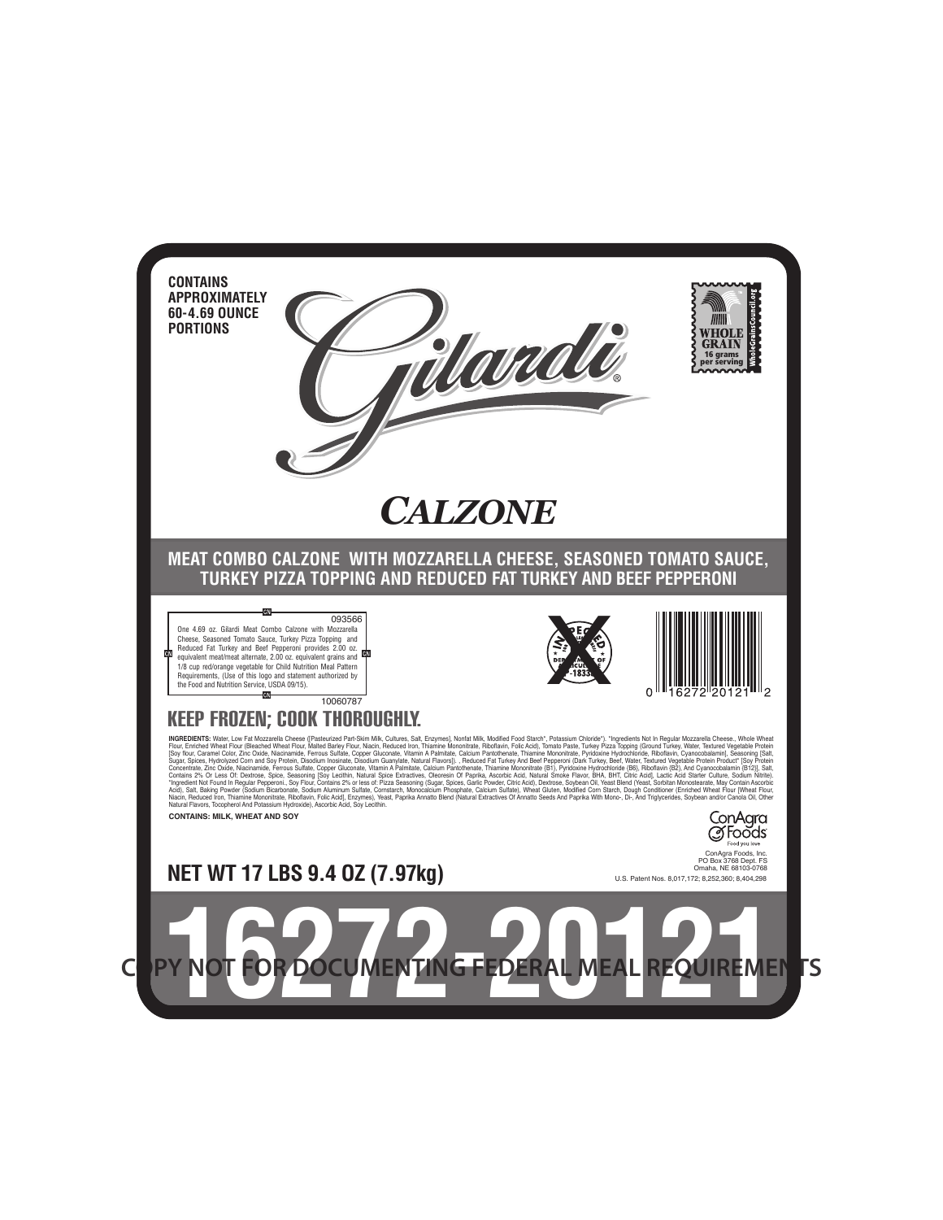CONTAINS APPROXIMATELY 60-4.69 OUNCE PORTIONS

# Gilardi®

WHOLE GRAIN 16 grams per serving WholeGrainsCouncil.org

## CALZONE

**MEAT COMBO CALZONE WITH MOZZARELLA CHEESE, SEASONED TOMATO SAUCE, TURKEY PIZZA TOPPING AND REDUCED FAT TURKEY AND BEEF PEPPERONI**

CN

093566

One 4.69 oz. Gilardi Meat Combo Calzone with Mozzarella Cheese, Seasoned Tomato Sauce, Turkey Pizza Topping and Reduced Fat Turkey and Beef Pepperoni provides 2.00 oz. equivalent meat/meat alternate, 2.00 oz. equivalent grains and 1/8 cup red/orange vegetable for Child Nutrition Meal Pattern Requirements, (Use of this logo and statement authorized by the Food and Nutrition Service, USDA 09/15).

10060787

CN

INSPECTED AND PASSED BY DEPARTMENT OF AGRICULTURE P-1833

0 16272 20121 2

**KEEP FROZEN; COOK THOROUGHLY.**

**INGREDIENTS:** Water, Low Fat Mozzarella Cheese ([Pasteurized Part-Skim Milk, Cultures, Salt, Enzymes], Nonfat Milk, Modified Food Starch*, Potassium Chloride*). *Ingredients Not In Regular Mozzarella Cheese., Whole Wheat Flour, Enriched Wheat Flour (Bleached Wheat Flour, Malted Barley Flour, Niacin, Reduced Iron, Thiamine Mononitrate, Riboflavin, Folic Acid), Tomato Paste, Turkey Pizza Topping (Ground Turkey, Water, Textured Vegetable Protein [Soy flour, Caramel Color, Zinc Oxide, Niacinamide, Ferrous Sulfate, Copper Gluconate, Vitamin A Palmitate, Calcium Pantothenate, Thiamine Mononitrate, Pyridoxine Hydrochloride, Riboflavin, Cyanocobalamin], Seasoning [Salt, Sugar, Spices, Hydrolyzed Corn and Soy Protein, Disodium Inosinate, Disodium Guanylate, Natural Flavors]). , Reduced Fat Turkey And Beef Pepperoni (Dark Turkey, Beef, Water, Textured Vegetable Protein Product* [Soy Protein Concentrate, Zinc Oxide, Niacinamide, Ferrous Sulfate, Copper Gluconate, Vitamin A Palmitate, Calcium Pantothenate, Thiamine Mononitrate (B1), Pyridoxine Hydrochloride (B6), Riboflavin (B2), And Cyanocobalamin (B12)], Salt, Contains 2% Or Less Of: Dextrose, Spice, Seasoning [Soy Lecithin, Natural Spice Extractives, Oleoresin Of Paprika, Ascorbic Acid, Natural Smoke Flavor, BHA, BHT, Citric Acid], Lactic Acid Starter Culture, Sodium Nitrite). *Ingredient Not Found In Regular Pepperoni., Soy Flour, Contains 2% or less of: Pizza Seasoning (Sugar, Spices, Garlic Powder, Citric Acid), Dextrose, Soybean Oil, Yeast Blend (Yeast, Sorbitan Monostearate, May Contain Ascorbic Acid), Salt, Baking Powder (Sodium Bicarbonate, Sodium Aluminum Sulfate, Cornstarch, Monocalcium Phosphate, Calcium Sulfate), Wheat Gluten, Modified Corn Starch, Dough Conditioner (Enriched Wheat Flour [Wheat Flour, Niacin, Reduced Iron, Thiamine Mononitrate, Riboflavin, Folic Acid], Enzymes), Yeast, Paprika Annatto Blend (Natural Extractives Of Annatto Seeds And Paprika With Mono-, Di-, And Triglycerides, Soybean and/or Canola Oil, Other Natural Flavors, Tocopherol And Potassium Hydroxide), Ascorbic Acid, Soy Lecithin.

**CONTAINS: MILK, WHEAT AND SOY**

ConAgra Foods
Food you love

ConAgra Foods, Inc.
PO Box 3768 Dept. FS
Omaha, NE 68103-0768

U.S. Patent Nos. 8,017,172; 8,252,360; 8,404,298

**NET WT 17 LBS 9.4 OZ (7.97kg)**

# 16272-20121

COPY NOT FOR DOCUMENTING FEDERAL MEAL REQUIREMENTS